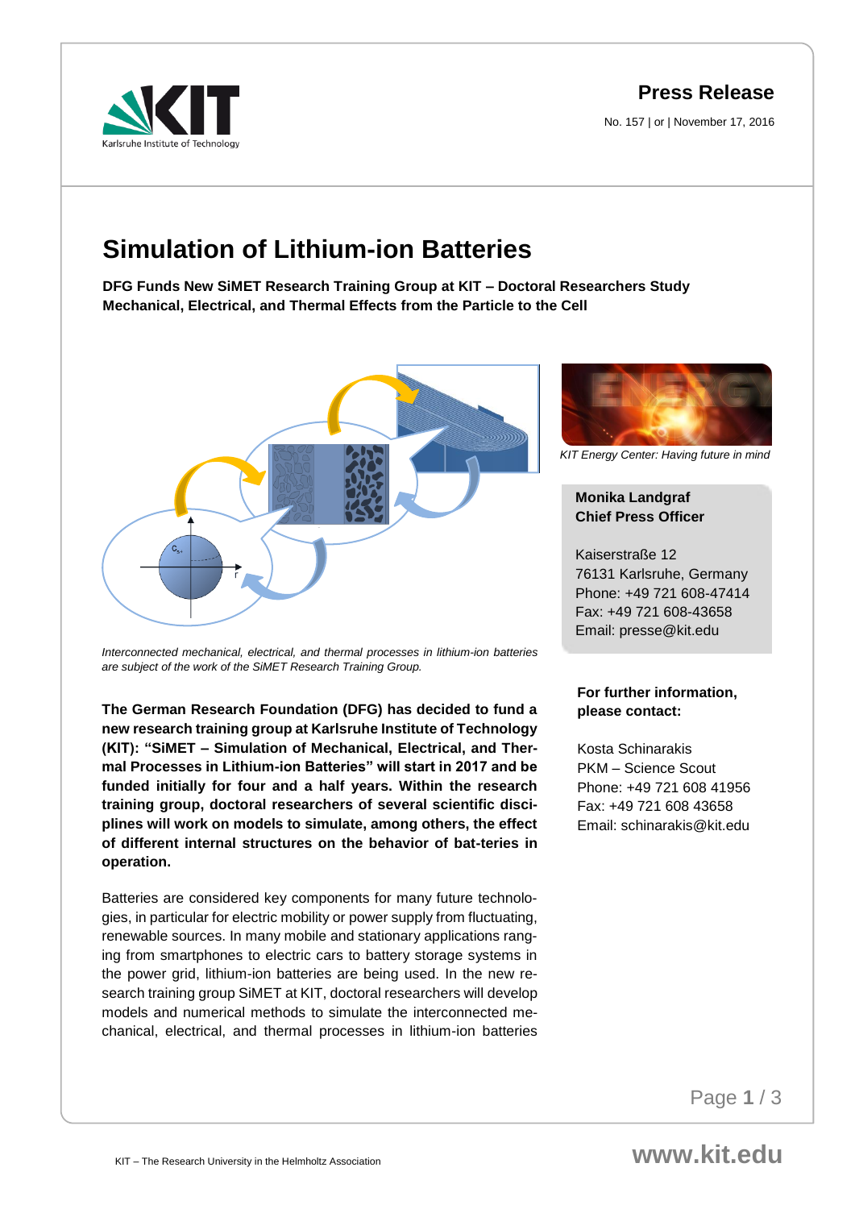**Press Release**

No. 157 | or | November 17, 2016

# Simulation of Lithium-ion Batteries

**DFG Funds New SiMET Research Training Group at KIT – Doctoral Researchers Study Mechanical, Electrical, and Thermal Effects from the Particle to the Cell**

*Interconnected mechanical, electrical, and thermal processes in lithium-ion batteries are subject of the work of the SiMET Research Training Group.*

*KIT Energy Center: Having future in mind*

**Monika Landgraf**
**Chief Press Officer**

Kaiserstraße 12
76131 Karlsruhe, Germany
Phone: +49 721 608-47414
Fax: +49 721 608-43658
Email: presse@kit.edu

**For further information, please contact:**

Kosta Schinarakis
PKM – Science Scout
Phone: +49 721 608 41956
Fax: +49 721 608 43658
Email: schinarakis@kit.edu

**The German Research Foundation (DFG) has decided to fund a new research training group at Karlsruhe Institute of Technology (KIT): "SiMET – Simulation of Mechanical, Electrical, and Thermal Processes in Lithium-ion Batteries" will start in 2017 and be funded initially for four and a half years. Within the research training group, doctoral researchers of several scientific disciplines will work on models to simulate, among others, the effect of different internal structures on the behavior of bat-teries in operation.**

Batteries are considered key components for many future technologies, in particular for electric mobility or power supply from fluctuating, renewable sources. In many mobile and stationary applications ranging from smartphones to electric cars to battery storage systems in the power grid, lithium-ion batteries are being used. In the new research training group SiMET at KIT, doctoral researchers will develop models and numerical methods to simulate the interconnected mechanical, electrical, and thermal processes in lithium-ion batteries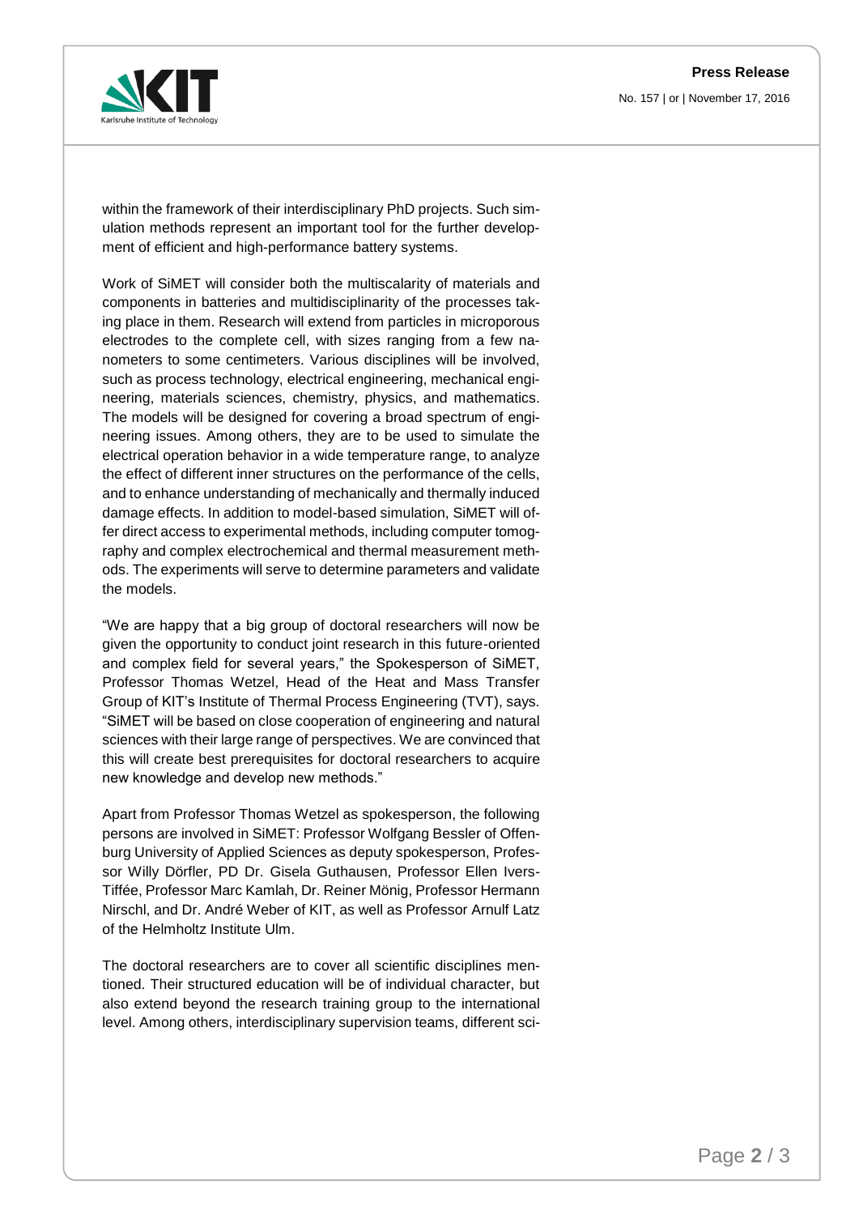within the framework of their interdisciplinary PhD projects. Such simulation methods represent an important tool for the further development of efficient and high-performance battery systems.

Work of SiMET will consider both the multiscalarity of materials and components in batteries and multidisciplinarity of the processes taking place in them. Research will extend from particles in microporous electrodes to the complete cell, with sizes ranging from a few nanometers to some centimeters. Various disciplines will be involved, such as process technology, electrical engineering, mechanical engineering, materials sciences, chemistry, physics, and mathematics. The models will be designed for covering a broad spectrum of engineering issues. Among others, they are to be used to simulate the electrical operation behavior in a wide temperature range, to analyze the effect of different inner structures on the performance of the cells, and to enhance understanding of mechanically and thermally induced damage effects. In addition to model-based simulation, SiMET will offer direct access to experimental methods, including computer tomography and complex electrochemical and thermal measurement methods. The experiments will serve to determine parameters and validate the models.

“We are happy that a big group of doctoral researchers will now be given the opportunity to conduct joint research in this future-oriented and complex field for several years,” the Spokesperson of SiMET, Professor Thomas Wetzel, Head of the Heat and Mass Transfer Group of KIT’s Institute of Thermal Process Engineering (TVT), says. “SiMET will be based on close cooperation of engineering and natural sciences with their large range of perspectives. We are convinced that this will create best prerequisites for doctoral researchers to acquire new knowledge and develop new methods.”

Apart from Professor Thomas Wetzel as spokesperson, the following persons are involved in SiMET: Professor Wolfgang Bessler of Offenburg University of Applied Sciences as deputy spokesperson, Professor Willy Dörfler, PD Dr. Gisela Guthausen, Professor Ellen Ivers-Tiffée, Professor Marc Kamlah, Dr. Reiner Mönig, Professor Hermann Nirschl, and Dr. André Weber of KIT, as well as Professor Arnulf Latz of the Helmholtz Institute Ulm.

The doctoral researchers are to cover all scientific disciplines mentioned. Their structured education will be of individual character, but also extend beyond the research training group to the international level. Among others, interdisciplinary supervision teams, different sci-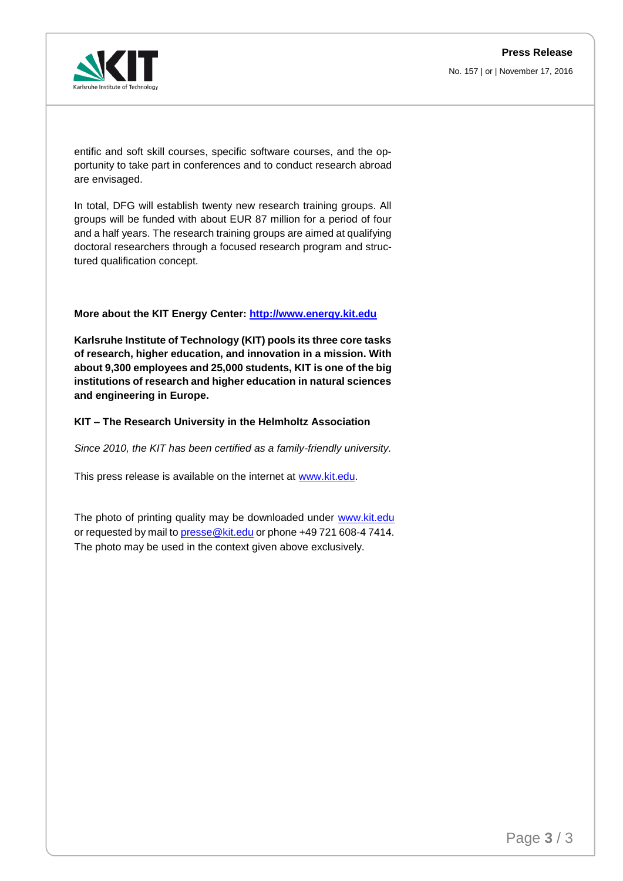entific and soft skill courses, specific software courses, and the opportunity to take part in conferences and to conduct research abroad are envisaged.

In total, DFG will establish twenty new research training groups. All groups will be funded with about EUR 87 million for a period of four and a half years. The research training groups are aimed at qualifying doctoral researchers through a focused research program and structured qualification concept.

**More about the KIT Energy Center: [http://www.energy.kit.edu](http://www.energy.kit.edu)**

**Karlsruhe Institute of Technology (KIT) pools its three core tasks of research, higher education, and innovation in a mission. With about 9,300 employees and 25,000 students, KIT is one of the big institutions of research and higher education in natural sciences and engineering in Europe.**

**KIT – The Research University in the Helmholtz Association**

*Since 2010, the KIT has been certified as a family-friendly university.*

This press release is available on the internet at [www.kit.edu](http://www.kit.edu).

The photo of printing quality may be downloaded under [www.kit.edu](http://www.kit.edu) or requested by mail to [presse@kit.edu](mailto:presse@kit.edu) or phone +49 721 608-4 7414. The photo may be used in the context given above exclusively.